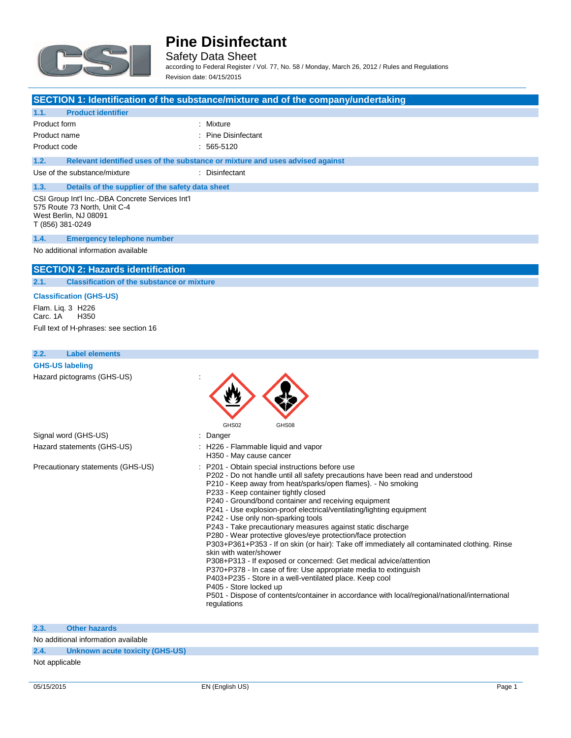# Pine Disinfectant

## Safety Data Sheet

according to Federal Register / Vol. 77, No. 58 / Monday, March 26, 2012 / Rules and Regulations

Revision date: 04/15/2015

## SECTION 1: Identification of the substance/mixture and of the company/undertaking

### 1.1. Product identifier

| | |
|---|---|
| Product form | : Mixture |
| Product name | : Pine Disinfectant |
| Product code | : 565-5120 |

### 1.2. Relevant identified uses of the substance or mixture and uses advised against

| | |
|---|---|
| Use of the substance/mixture | : Disinfectant |

### 1.3. Details of the supplier of the safety data sheet

CSI Group Int'l Inc.-DBA Concrete Services Int'l
575 Route 73 North, Unit C-4
West Berlin, NJ 08091
T (856) 381-0249

### 1.4. Emergency telephone number

No additional information available

## SECTION 2: Hazards identification

### 2.1. Classification of the substance or mixture

**Classification (GHS-US)**

Flam. Liq. 3 H226
Carc. 1A H350

Full text of H-phrases: see section 16

### 2.2. Label elements

**GHS-US labeling**

Hazard pictograms (GHS-US) :

GHS02 GHS08

Signal word (GHS-US) : Danger

Hazard statements (GHS-US) :
H226 - Flammable liquid and vapor
H350 - May cause cancer

Precautionary statements (GHS-US) :
P201 - Obtain special instructions before use
P202 - Do not handle until all safety precautions have been read and understood
P210 - Keep away from heat/sparks/open flames}. - No smoking
P233 - Keep container tightly closed
P240 - Ground/bond container and receiving equipment
P241 - Use explosion-proof electrical/ventilating/lighting equipment
P242 - Use only non-sparking tools
P243 - Take precautionary measures against static discharge
P280 - Wear protective gloves/eye protection/face protection
P303+P361+P353 - If on skin (or hair): Take off immediately all contaminated clothing. Rinse skin with water/shower
P308+P313 - If exposed or concerned: Get medical advice/attention
P370+P378 - In case of fire: Use appropriate media to extinguish
P403+P235 - Store in a well-ventilated place. Keep cool
P405 - Store locked up
P501 - Dispose of contents/container in accordance with local/regional/national/international regulations

### 2.3. Other hazards

No additional information available

### 2.4. Unknown acute toxicity (GHS-US)

Not applicable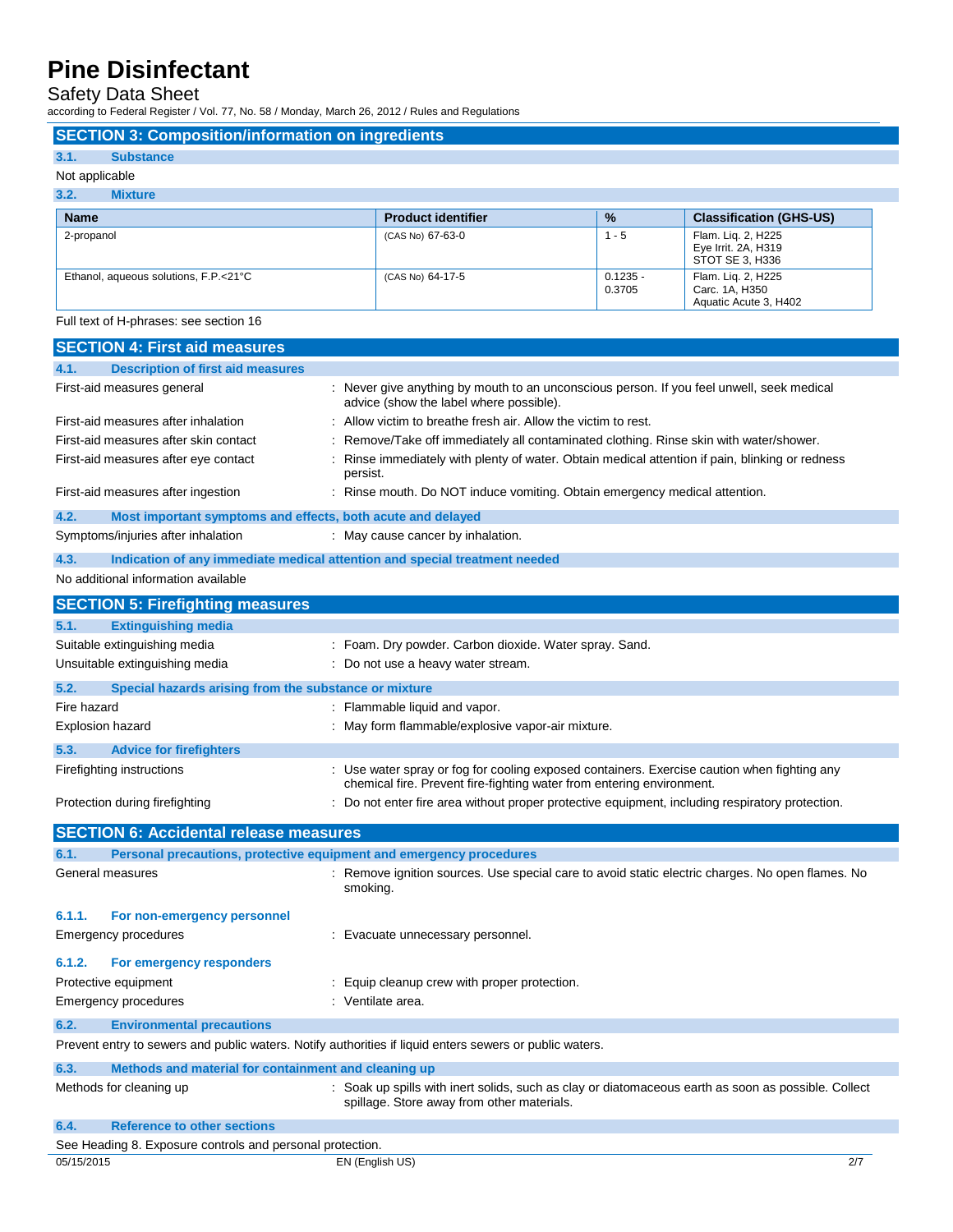## SECTION 3: Composition/information on ingredients

### 3.1. Substance

Not applicable

### 3.2. Mixture

| Name | Product identifier | % | Classification (GHS-US) |
|---|---|---|---|
| 2-propanol | (CAS No) 67-63-0 | 1 - 5 | Flam. Liq. 2, H225<br>Eye Irrit. 2A, H319<br>STOT SE 3, H336 |
| Ethanol, aqueous solutions, F.P.<21°C | (CAS No) 64-17-5 | 0.1235 - 0.3705 | Flam. Liq. 2, H225<br>Carc. 1A, H350<br>Aquatic Acute 3, H402 |

Full text of H-phrases: see section 16

## SECTION 4: First aid measures

### 4.1. Description of first aid measures

First-aid measures general : Never give anything by mouth to an unconscious person. If you feel unwell, seek medical advice (show the label where possible).

First-aid measures after inhalation : Allow victim to breathe fresh air. Allow the victim to rest.

First-aid measures after skin contact : Remove/Take off immediately all contaminated clothing. Rinse skin with water/shower.

First-aid measures after eye contact : Rinse immediately with plenty of water. Obtain medical attention if pain, blinking or redness persist.

First-aid measures after ingestion : Rinse mouth. Do NOT induce vomiting. Obtain emergency medical attention.

### 4.2. Most important symptoms and effects, both acute and delayed

Symptoms/injuries after inhalation : May cause cancer by inhalation.

### 4.3. Indication of any immediate medical attention and special treatment needed

No additional information available

## SECTION 5: Firefighting measures

### 5.1. Extinguishing media

Suitable extinguishing media : Foam. Dry powder. Carbon dioxide. Water spray. Sand.

Unsuitable extinguishing media : Do not use a heavy water stream.

### 5.2. Special hazards arising from the substance or mixture

Fire hazard : Flammable liquid and vapor.

Explosion hazard : May form flammable/explosive vapor-air mixture.

### 5.3. Advice for firefighters

Firefighting instructions : Use water spray or fog for cooling exposed containers. Exercise caution when fighting any chemical fire. Prevent fire-fighting water from entering environment.

Protection during firefighting : Do not enter fire area without proper protective equipment, including respiratory protection.

## SECTION 6: Accidental release measures

### 6.1. Personal precautions, protective equipment and emergency procedures

General measures : Remove ignition sources. Use special care to avoid static electric charges. No open flames. No smoking.

#### 6.1.1. For non-emergency personnel

Emergency procedures : Evacuate unnecessary personnel.

#### 6.1.2. For emergency responders

Protective equipment : Equip cleanup crew with proper protection.

Emergency procedures : Ventilate area.

### 6.2. Environmental precautions

Prevent entry to sewers and public waters. Notify authorities if liquid enters sewers or public waters.

### 6.3. Methods and material for containment and cleaning up

Methods for cleaning up : Soak up spills with inert solids, such as clay or diatomaceous earth as soon as possible. Collect spillage. Store away from other materials.

### 6.4. Reference to other sections

See Heading 8. Exposure controls and personal protection.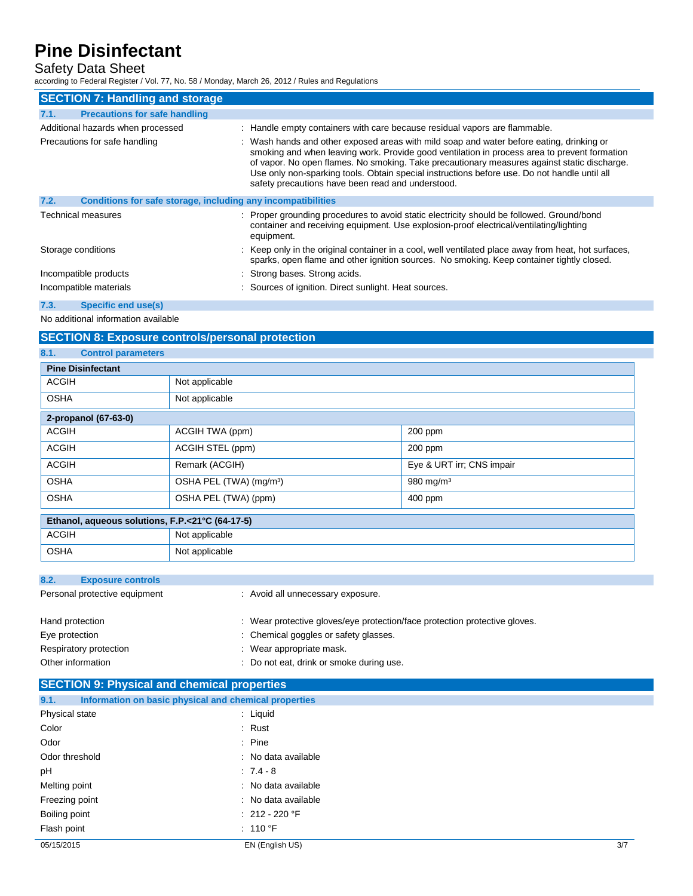## SECTION 7: Handling and storage

### 7.1. Precautions for safe handling

| | |
|---|---|
| Additional hazards when processed | : Handle empty containers with care because residual vapors are flammable. |
| Precautions for safe handling | : Wash hands and other exposed areas with mild soap and water before eating, drinking or smoking and when leaving work. Provide good ventilation in process area to prevent formation of vapor. No open flames. No smoking. Take precautionary measures against static discharge. Use only non-sparking tools. Obtain special instructions before use. Do not handle until all safety precautions have been read and understood. |

### 7.2. Conditions for safe storage, including any incompatibilities

| | |
|---|---|
| Technical measures | : Proper grounding procedures to avoid static electricity should be followed. Ground/bond container and receiving equipment. Use explosion-proof electrical/ventilating/lighting equipment. |
| Storage conditions | : Keep only in the original container in a cool, well ventilated place away from heat, hot surfaces, sparks, open flame and other ignition sources. No smoking. Keep container tightly closed. |
| Incompatible products | : Strong bases. Strong acids. |
| Incompatible materials | : Sources of ignition. Direct sunlight. Heat sources. |

### 7.3. Specific end use(s)

No additional information available

## SECTION 8: Exposure controls/personal protection

### 8.1. Control parameters

| Pine Disinfectant | | |
|---|---|---|
| ACGIH | Not applicable | |
| OSHA | Not applicable | |

| 2-propanol (67-63-0) | | |
|---|---|---|
| ACGIH | ACGIH TWA (ppm) | 200 ppm |
| ACGIH | ACGIH STEL (ppm) | 200 ppm |
| ACGIH | Remark (ACGIH) | Eye & URT irr; CNS impair |
| OSHA | OSHA PEL (TWA) (mg/m³) | 980 mg/m³ |
| OSHA | OSHA PEL (TWA) (ppm) | 400 ppm |

| Ethanol, aqueous solutions, F.P.<21°C (64-17-5) | |
|---|---|
| ACGIH | Not applicable |
| OSHA | Not applicable |

### 8.2. Exposure controls

| | |
|---|---|
| Personal protective equipment | : Avoid all unnecessary exposure. |
| Hand protection | : Wear protective gloves/eye protection/face protection protective gloves. |
| Eye protection | : Chemical goggles or safety glasses. |
| Respiratory protection | : Wear appropriate mask. |
| Other information | : Do not eat, drink or smoke during use. |

## SECTION 9: Physical and chemical properties

### 9.1. Information on basic physical and chemical properties

| | |
|---|---|
| Physical state | : Liquid |
| Color | : Rust |
| Odor | : Pine |
| Odor threshold | : No data available |
| pH | : 7.4 - 8 |
| Melting point | : No data available |
| Freezing point | : No data available |
| Boiling point | : 212 - 220 °F |
| Flash point | : 110 °F |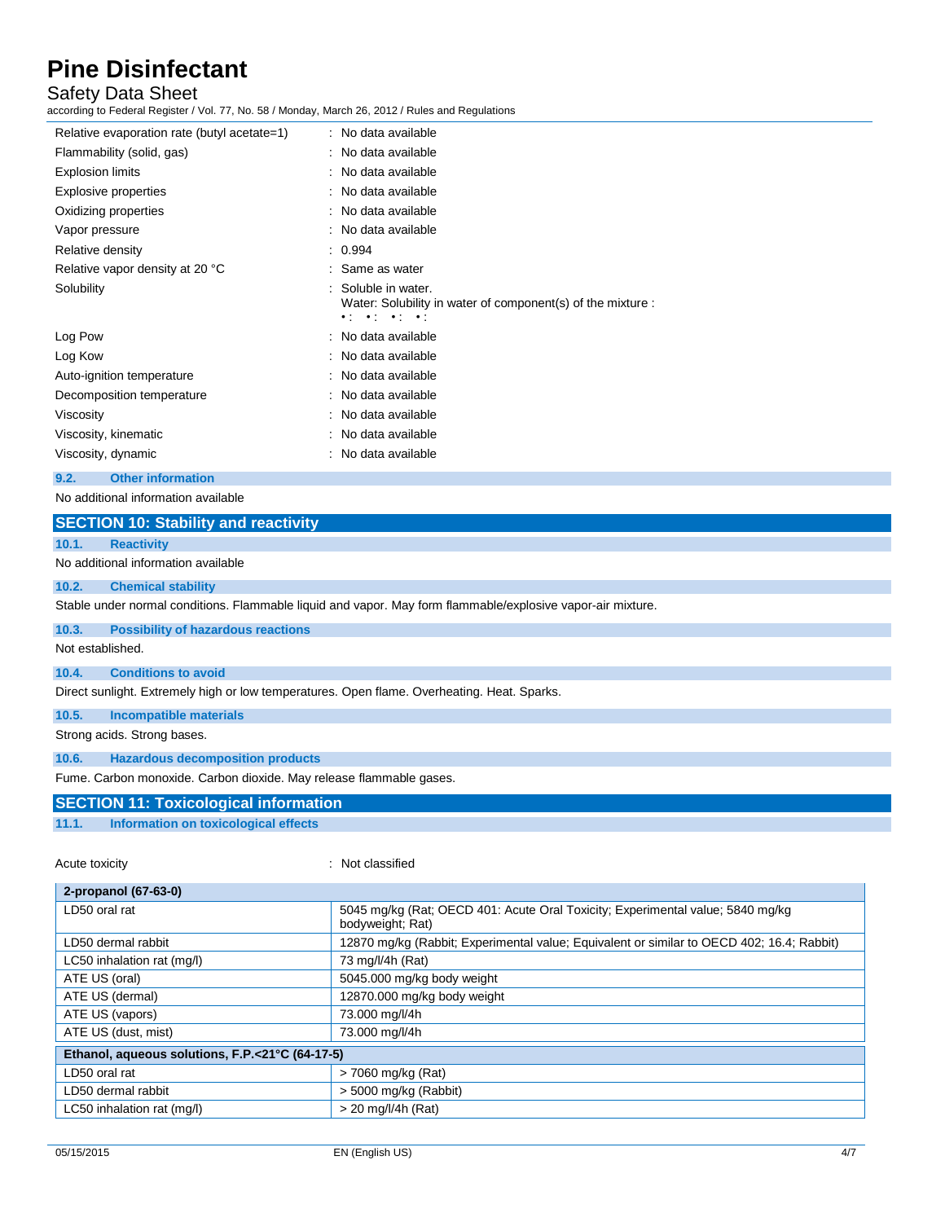| | |
|---|---|
| Relative evaporation rate (butyl acetate=1) | : No data available |
| Flammability (solid, gas) | : No data available |
| Explosion limits | : No data available |
| Explosive properties | : No data available |
| Oxidizing properties | : No data available |
| Vapor pressure | : No data available |
| Relative density | : 0.994 |
| Relative vapor density at 20 °C | : Same as water |
| Solubility | : Soluble in water.<br>Water: Solubility in water of component(s) of the mixture :<br>• : • : • : • : |
| Log Pow | : No data available |
| Log Kow | : No data available |
| Auto-ignition temperature | : No data available |
| Decomposition temperature | : No data available |
| Viscosity | : No data available |
| Viscosity, kinematic | : No data available |
| Viscosity, dynamic | : No data available |

### 9.2. Other information

No additional information available

## SECTION 10: Stability and reactivity

### 10.1. Reactivity

No additional information available

### 10.2. Chemical stability

Stable under normal conditions. Flammable liquid and vapor. May form flammable/explosive vapor-air mixture.

### 10.3. Possibility of hazardous reactions

Not established.

### 10.4. Conditions to avoid

Direct sunlight. Extremely high or low temperatures. Open flame. Overheating. Heat. Sparks.

### 10.5. Incompatible materials

Strong acids. Strong bases.

### 10.6. Hazardous decomposition products

Fume. Carbon monoxide. Carbon dioxide. May release flammable gases.

## SECTION 11: Toxicological information

### 11.1. Information on toxicological effects

Acute toxicity : Not classified

| 2-propanol (67-63-0) | |
|---|---|
| LD50 oral rat | 5045 mg/kg (Rat; OECD 401: Acute Oral Toxicity; Experimental value; 5840 mg/kg bodyweight; Rat) |
| LD50 dermal rabbit | 12870 mg/kg (Rabbit; Experimental value; Equivalent or similar to OECD 402; 16.4; Rabbit) |
| LC50 inhalation rat (mg/l) | 73 mg/l/4h (Rat) |
| ATE US (oral) | 5045.000 mg/kg body weight |
| ATE US (dermal) | 12870.000 mg/kg body weight |
| ATE US (vapors) | 73.000 mg/l/4h |
| ATE US (dust, mist) | 73.000 mg/l/4h |
| **Ethanol, aqueous solutions, F.P.<21°C (64-17-5)** | |
| LD50 oral rat | > 7060 mg/kg (Rat) |
| LD50 dermal rabbit | > 5000 mg/kg (Rabbit) |
| LC50 inhalation rat (mg/l) | > 20 mg/l/4h (Rat) |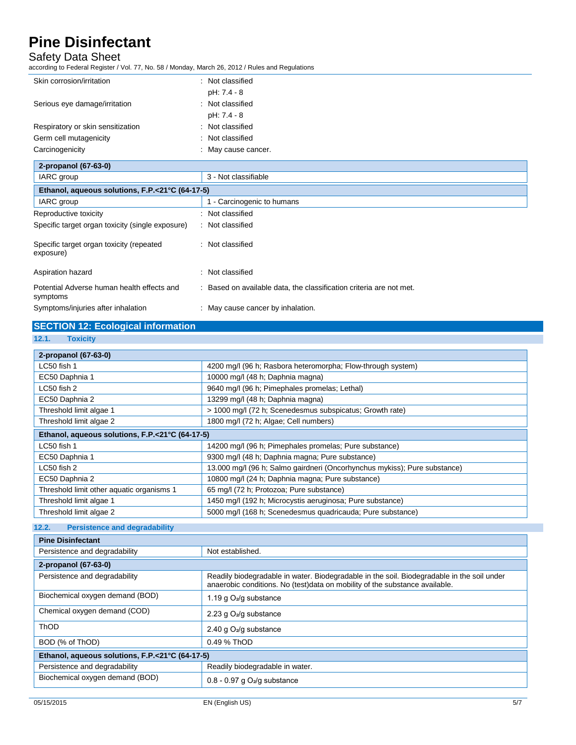| | |
|---|---|
| Skin corrosion/irritation | : Not classified<br>pH: 7.4 - 8 |
| Serious eye damage/irritation | : Not classified<br>pH: 7.4 - 8 |
| Respiratory or skin sensitization | : Not classified |
| Germ cell mutagenicity | : Not classified |
| Carcinogenicity | : May cause cancer. |

| **2-propanol (67-63-0)** | |
|---|---|
| IARC group | 3 - Not classifiable |
| **Ethanol, aqueous solutions, F.P.<21°C (64-17-5)** | |
| IARC group | 1 - Carcinogenic to humans |

| | |
|---|---|
| Reproductive toxicity | : Not classified |
| Specific target organ toxicity (single exposure) | : Not classified |
| Specific target organ toxicity (repeated exposure) | : Not classified |
| Aspiration hazard | : Not classified |
| Potential Adverse human health effects and symptoms | : Based on available data, the classification criteria are not met. |
| Symptoms/injuries after inhalation | : May cause cancer by inhalation. |

## SECTION 12: Ecological information

### 12.1. Toxicity

| **2-propanol (67-63-0)** | |
|---|---|
| LC50 fish 1 | 4200 mg/l (96 h; Rasbora heteromorpha; Flow-through system) |
| EC50 Daphnia 1 | 10000 mg/l (48 h; Daphnia magna) |
| LC50 fish 2 | 9640 mg/l (96 h; Pimephales promelas; Lethal) |
| EC50 Daphnia 2 | 13299 mg/l (48 h; Daphnia magna) |
| Threshold limit algae 1 | > 1000 mg/l (72 h; Scenedesmus subspicatus; Growth rate) |
| Threshold limit algae 2 | 1800 mg/l (72 h; Algae; Cell numbers) |
| **Ethanol, aqueous solutions, F.P.<21°C (64-17-5)** | |
| LC50 fish 1 | 14200 mg/l (96 h; Pimephales promelas; Pure substance) |
| EC50 Daphnia 1 | 9300 mg/l (48 h; Daphnia magna; Pure substance) |
| LC50 fish 2 | 13.000 mg/l (96 h; Salmo gairdneri (Oncorhynchus mykiss); Pure substance) |
| EC50 Daphnia 2 | 10800 mg/l (24 h; Daphnia magna; Pure substance) |
| Threshold limit other aquatic organisms 1 | 65 mg/l (72 h; Protozoa; Pure substance) |
| Threshold limit algae 1 | 1450 mg/l (192 h; Microcystis aeruginosa; Pure substance) |
| Threshold limit algae 2 | 5000 mg/l (168 h; Scenedesmus quadricauda; Pure substance) |

### 12.2. Persistence and degradability

| **Pine Disinfectant** | |
|---|---|
| Persistence and degradability | Not established. |
| **2-propanol (67-63-0)** | |
| Persistence and degradability | Readily biodegradable in water. Biodegradable in the soil. Biodegradable in the soil under anaerobic conditions. No (test)data on mobility of the substance available. |
| Biochemical oxygen demand (BOD) | 1.19 g $O_2$/g substance |
| Chemical oxygen demand (COD) | 2.23 g $O_2$/g substance |
| ThOD | 2.40 g $O_2$/g substance |
| BOD (% of ThOD) | 0.49 % ThOD |
| **Ethanol, aqueous solutions, F.P.<21°C (64-17-5)** | |
| Persistence and degradability | Readily biodegradable in water. |
| Biochemical oxygen demand (BOD) | 0.8 - 0.97 g $O_2$/g substance |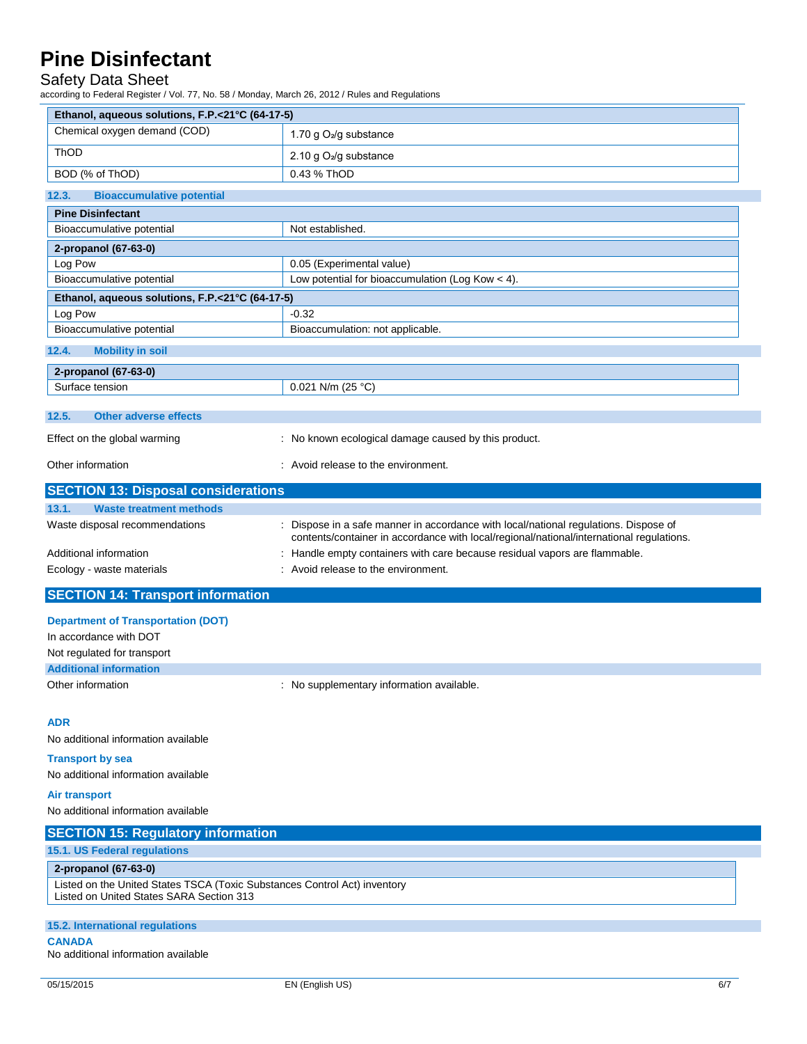| Ethanol, aqueous solutions, F.P.<21°C (64-17-5) | |
|---|---|
| Chemical oxygen demand (COD) | 1.70 g $O_2$/g substance |
| ThOD | 2.10 g $O_2$/g substance |
| BOD (% of ThOD) | 0.43 % ThOD |

### 12.3. Bioaccumulative potential

| Pine Disinfectant | |
|---|---|
| Bioaccumulative potential | Not established. |
| **2-propanol (67-63-0)** | |
| Log Pow | 0.05 (Experimental value) |
| Bioaccumulative potential | Low potential for bioaccumulation (Log Kow < 4). |
| **Ethanol, aqueous solutions, F.P.<21°C (64-17-5)** | |
| Log Pow | -0.32 |
| Bioaccumulative potential | Bioaccumulation: not applicable. |

### 12.4. Mobility in soil

| 2-propanol (67-63-0) | |
|---|---|
| Surface tension | 0.021 N/m (25 °C) |

### 12.5. Other adverse effects

Effect on the global warming : No known ecological damage caused by this product.

Other information : Avoid release to the environment.

## SECTION 13: Disposal considerations

### 13.1. Waste treatment methods

Waste disposal recommendations : Dispose in a safe manner in accordance with local/national regulations. Dispose of contents/container in accordance with local/regional/national/international regulations.

Additional information : Handle empty containers with care because residual vapors are flammable.

Ecology - waste materials : Avoid release to the environment.

## SECTION 14: Transport information

### Department of Transportation (DOT)

In accordance with DOT

Not regulated for transport

### Additional information

Other information : No supplementary information available.

### ADR

No additional information available

### Transport by sea

No additional information available

### Air transport

No additional information available

## SECTION 15: Regulatory information

### 15.1. US Federal regulations

| 2-propanol (67-63-0) |
|---|
| Listed on the United States TSCA (Toxic Substances Control Act) inventory<br>Listed on United States SARA Section 313 |

### 15.2. International regulations

**CANADA**

No additional information available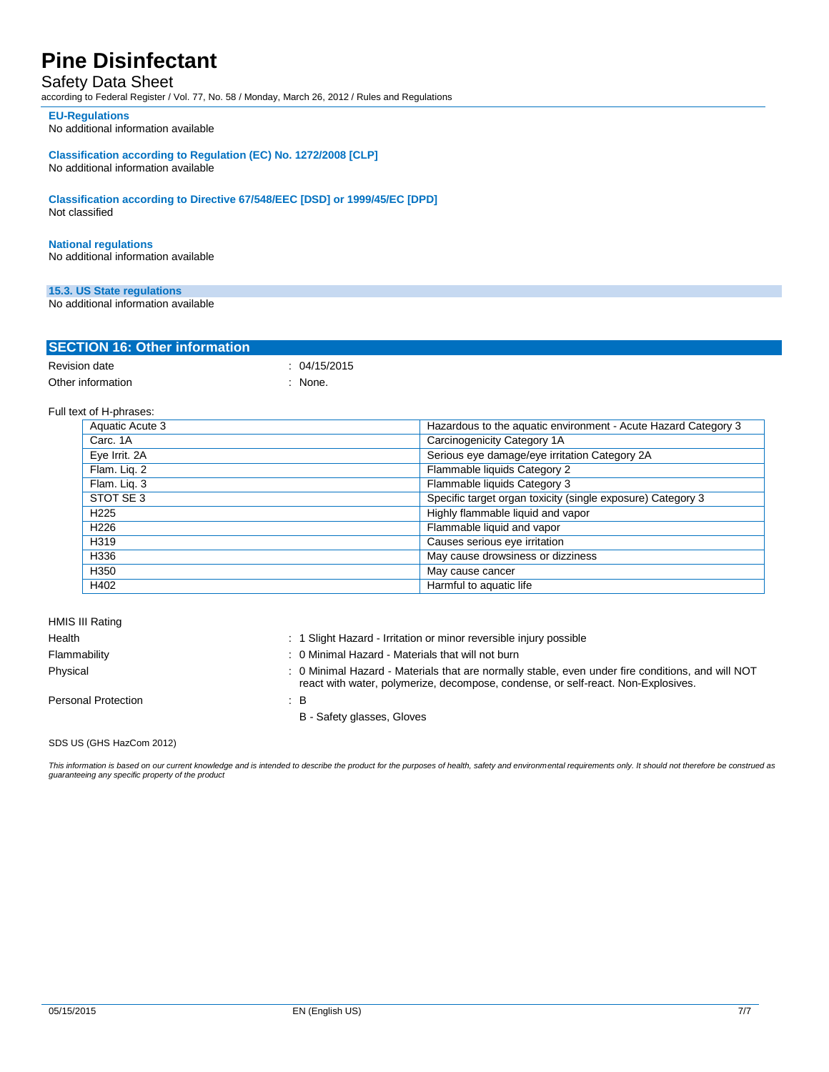**EU-Regulations**

No additional information available

**Classification according to Regulation (EC) No. 1272/2008 [CLP]**

No additional information available

**Classification according to Directive 67/548/EEC [DSD] or 1999/45/EC [DPD]**

Not classified

**National regulations**

No additional information available

### 15.3. US State regulations

No additional information available

## SECTION 16: Other information

Revision date : 04/15/2015

Other information : None.

Full text of H-phrases:

| | |
|---|---|
| Aquatic Acute 3 | Hazardous to the aquatic environment - Acute Hazard Category 3 |
| Carc. 1A | Carcinogenicity Category 1A |
| Eye Irrit. 2A | Serious eye damage/eye irritation Category 2A |
| Flam. Liq. 2 | Flammable liquids Category 2 |
| Flam. Liq. 3 | Flammable liquids Category 3 |
| STOT SE 3 | Specific target organ toxicity (single exposure) Category 3 |
| H225 | Highly flammable liquid and vapor |
| H226 | Flammable liquid and vapor |
| H319 | Causes serious eye irritation |
| H336 | May cause drowsiness or dizziness |
| H350 | May cause cancer |
| H402 | Harmful to aquatic life |

HMIS III Rating

Health : 1 Slight Hazard - Irritation or minor reversible injury possible

Flammability : 0 Minimal Hazard - Materials that will not burn

Physical : 0 Minimal Hazard - Materials that are normally stable, even under fire conditions, and will NOT react with water, polymerize, decompose, condense, or self-react. Non-Explosives.

Personal Protection : B

B - Safety glasses, Gloves

SDS US (GHS HazCom 2012)

*This information is based on our current knowledge and is intended to describe the product for the purposes of health, safety and environmental requirements only. It should not therefore be construed as guaranteeing any specific property of the product*